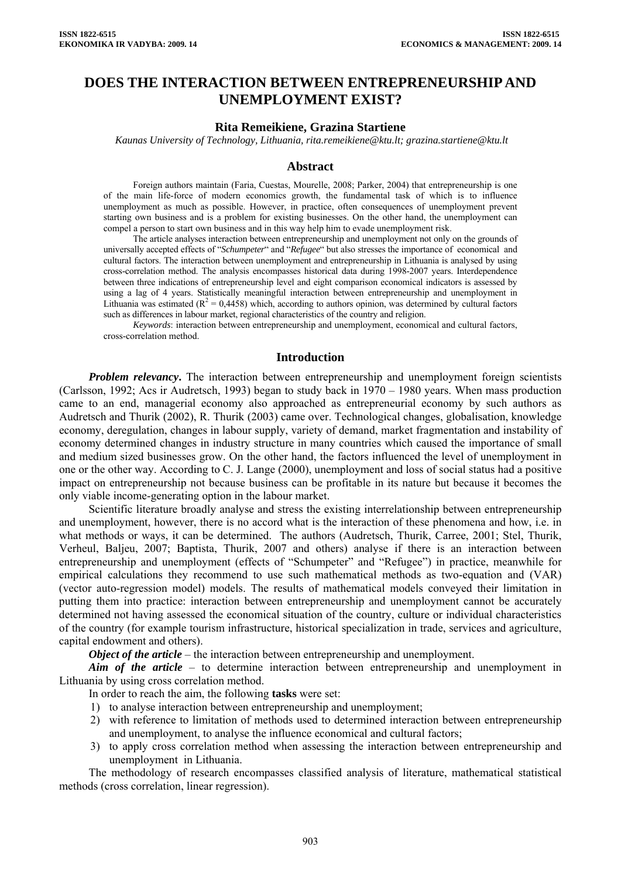# DOES THE INTERACTION BETWEEN ENTREPRENEURSHIP AND UNEMPLOYMENT EXIST?

**Rita Remeikiene, Grazina Startiene**

*Kaunas University of Technology, Lithuania, rita.remeikiene@ktu.lt; grazina.startiene@ktu.lt*

## Abstract

Foreign authors maintain (Faria, Cuestas, Mourelle, 2008; Parker, 2004) that entrepreneurship is one of the main life-force of modern economics growth, the fundamental task of which is to influence unemployment as much as possible. However, in practice, often consequences of unemployment prevent starting own businesses and is a problem for existing businesses. On the other hand, the unemployment can compel a person to start own business and in this way help him to evade unemployment risk.

The article analyses interaction between entrepreneurship and unemployment not only on the grounds of universally accepted effects of "*Schumpeter*" and "*Refugee*" but also stresses the importance of economical and cultural factors. The interaction between unemployment and entrepreneurship in Lithuania is analysed by using cross-correlation method. The analysis encompasses historical data during 1998-2007 years. Interdependence between three indications of entrepreneurship level and eight comparison economical indicators is assessed by using a lag of 4 years. Statistically meaningful interaction between entrepreneurship and unemployment in Lithuania was estimated ($R^2 = 0{,}4458$) which, according to authors opinion, was determined by cultural factors such as differences in labour market, regional characteristics of the country and religion.

*Keywords*: interaction between entrepreneurship and unemployment, economical and cultural factors, cross-correlation method.

## Introduction

***Problem relevancy.*** The interaction between entrepreneurship and unemployment foreign scientists (Carlsson, 1992; Acs ir Audretsch, 1993) began to study back in 1970 – 1980 years. When mass production came to an end, managerial economy also approached as entrepreneurial economy by such authors as Audretsch and Thurik (2002), R. Thurik (2003) came over. Technological changes, globalisation, knowledge economy, deregulation, changes in labour supply, variety of demand, market fragmentation and instability of economy determined changes in industry structure in many countries which caused the importance of small and medium sized businesses grow. On the other hand, the factors influenced the level of unemployment in one or the other way. According to C. J. Lange (2000), unemployment and loss of social status had a positive impact on entrepreneurship not because business can be profitable in its nature but because it becomes the only viable income-generating option in the labour market.

Scientific literature broadly analyse and stress the existing interrelationship between entrepreneurship and unemployment, however, there is no accord what is the interaction of these phenomena and how, i.e. in what methods or ways, it can be determined. The authors (Audretsch, Thurik, Carree, 2001; Stel, Thurik, Verheul, Baljeu, 2007; Baptista, Thurik, 2007 and others) analyse if there is an interaction between entrepreneurship and unemployment (effects of "Schumpeter" and "Refugee") in practice, meanwhile for empirical calculations they recommend to use such mathematical methods as two-equation and (VAR) (vector auto-regression model) models. The results of mathematical models conveyed their limitation in putting them into practice: interaction between entrepreneurship and unemployment cannot be accurately determined not having assessed the economical situation of the country, culture or individual characteristics of the country (for example tourism infrastructure, historical specialization in trade, services and agriculture, capital endowment and others).

***Object of the article*** – the interaction between entrepreneurship and unemployment.

***Aim of the article*** – to determine interaction between entrepreneurship and unemployment in Lithuania by using cross correlation method.

In order to reach the aim, the following **tasks** were set:

1) to analyse interaction between entrepreneurship and unemployment;
2) with reference to limitation of methods used to determined interaction between entrepreneurship and unemployment, to analyse the influence economical and cultural factors;
3) to apply cross correlation method when assessing the interaction between entrepreneurship and unemployment in Lithuania.

The methodology of research encompasses classified analysis of literature, mathematical statistical methods (cross correlation, linear regression).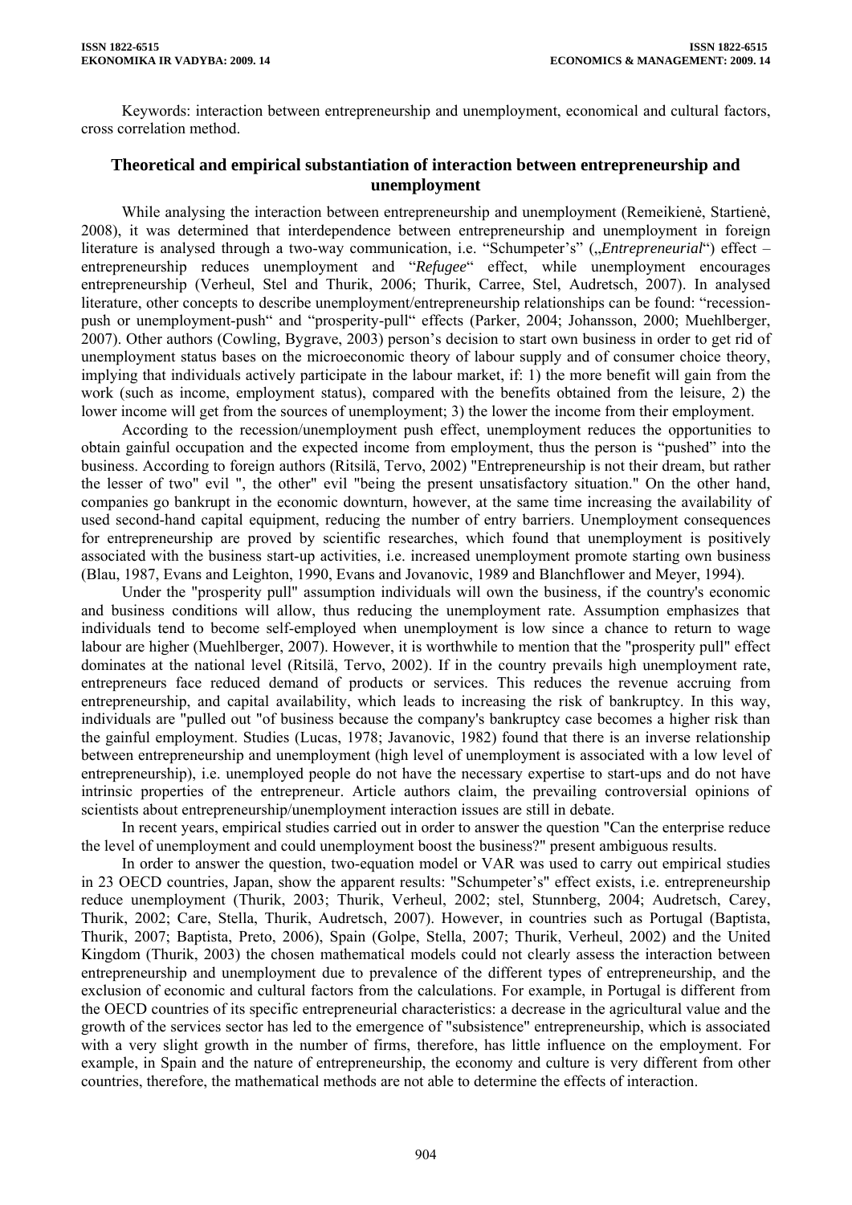Keywords: interaction between entrepreneurship and unemployment, economical and cultural factors, cross correlation method.

## Theoretical and empirical substantiation of interaction between entrepreneurship and unemployment

While analysing the interaction between entrepreneurship and unemployment (Remeikienė, Startienė, 2008), it was determined that interdependence between entrepreneurship and unemployment in foreign literature is analysed through a two-way communication, i.e. "Schumpeter's" („*Entrepreneurial*") effect – entrepreneurship reduces unemployment and "*Refugee*" effect, while unemployment encourages entrepreneurship (Verheul, Stel and Thurik, 2006; Thurik, Carree, Stel, Audretsch, 2007). In analysed literature, other concepts to describe unemployment/entrepreneurship relationships can be found: "recession-push or unemployment-push" and "prosperity-pull" effects (Parker, 2004; Johansson, 2000; Muehlberger, 2007). Other authors (Cowling, Bygrave, 2003) person's decision to start own business in order to get rid of unemployment status bases on the microeconomic theory of labour supply and of consumer choice theory, implying that individuals actively participate in the labour market, if: 1) the more benefit will gain from the work (such as income, employment status), compared with the benefits obtained from the leisure, 2) the lower income will get from the sources of unemployment; 3) the lower the income from their employment.

According to the recession/unemployment push effect, unemployment reduces the opportunities to obtain gainful occupation and the expected income from employment, thus the person is "pushed" into the business. According to foreign authors (Ritsilä, Tervo, 2002) "Entrepreneurship is not their dream, but rather the lesser of two" evil ", the other" evil "being the present unsatisfactory situation." On the other hand, companies go bankrupt in the economic downturn, however, at the same time increasing the availability of used second-hand capital equipment, reducing the number of entry barriers. Unemployment consequences for entrepreneurship are proved by scientific researches, which found that unemployment is positively associated with the business start-up activities, i.e. increased unemployment promote starting own business (Blau, 1987, Evans and Leighton, 1990, Evans and Jovanovic, 1989 and Blanchflower and Meyer, 1994).

Under the "prosperity pull" assumption individuals will own the business, if the country's economic and business conditions will allow, thus reducing the unemployment rate. Assumption emphasizes that individuals tend to become self-employed when unemployment is low since a chance to return to wage labour are higher (Muehlberger, 2007). However, it is worthwhile to mention that the "prosperity pull" effect dominates at the national level (Ritsilä, Tervo, 2002). If in the country prevails high unemployment rate, entrepreneurs face reduced demand of products or services. This reduces the revenue accruing from entrepreneurship, and capital availability, which leads to increasing the risk of bankruptcy. In this way, individuals are "pulled out "of business because the company's bankruptcy case becomes a higher risk than the gainful employment. Studies (Lucas, 1978; Javanovic, 1982) found that there is an inverse relationship between entrepreneurship and unemployment (high level of unemployment is associated with a low level of entrepreneurship), i.e. unemployed people do not have the necessary expertise to start-ups and do not have intrinsic properties of the entrepreneur. Article authors claim, the prevailing controversial opinions of scientists about entrepreneurship/unemployment interaction issues are still in debate.

In recent years, empirical studies carried out in order to answer the question "Can the enterprise reduce the level of unemployment and could unemployment boost the business?" present ambiguous results.

In order to answer the question, two-equation model or VAR was used to carry out empirical studies in 23 OECD countries, Japan, show the apparent results: "Schumpeter's" effect exists, i.e. entrepreneurship reduce unemployment (Thurik, 2003; Thurik, Verheul, 2002; stel, Stunnberg, 2004; Audretsch, Carey, Thurik, 2002; Care, Stella, Thurik, Audretsch, 2007). However, in countries such as Portugal (Baptista, Thurik, 2007; Baptista, Preto, 2006), Spain (Golpe, Stella, 2007; Thurik, Verheul, 2002) and the United Kingdom (Thurik, 2003) the chosen mathematical models could not clearly assess the interaction between entrepreneurship and unemployment due to prevalence of the different types of entrepreneurship, and the exclusion of economic and cultural factors from the calculations. For example, in Portugal is different from the OECD countries of its specific entrepreneurial characteristics: a decrease in the agricultural value and the growth of the services sector has led to the emergence of "subsistence" entrepreneurship, which is associated with a very slight growth in the number of firms, therefore, has little influence on the employment. For example, in Spain and the nature of entrepreneurship, the economy and culture is very different from other countries, therefore, the mathematical methods are not able to determine the effects of interaction.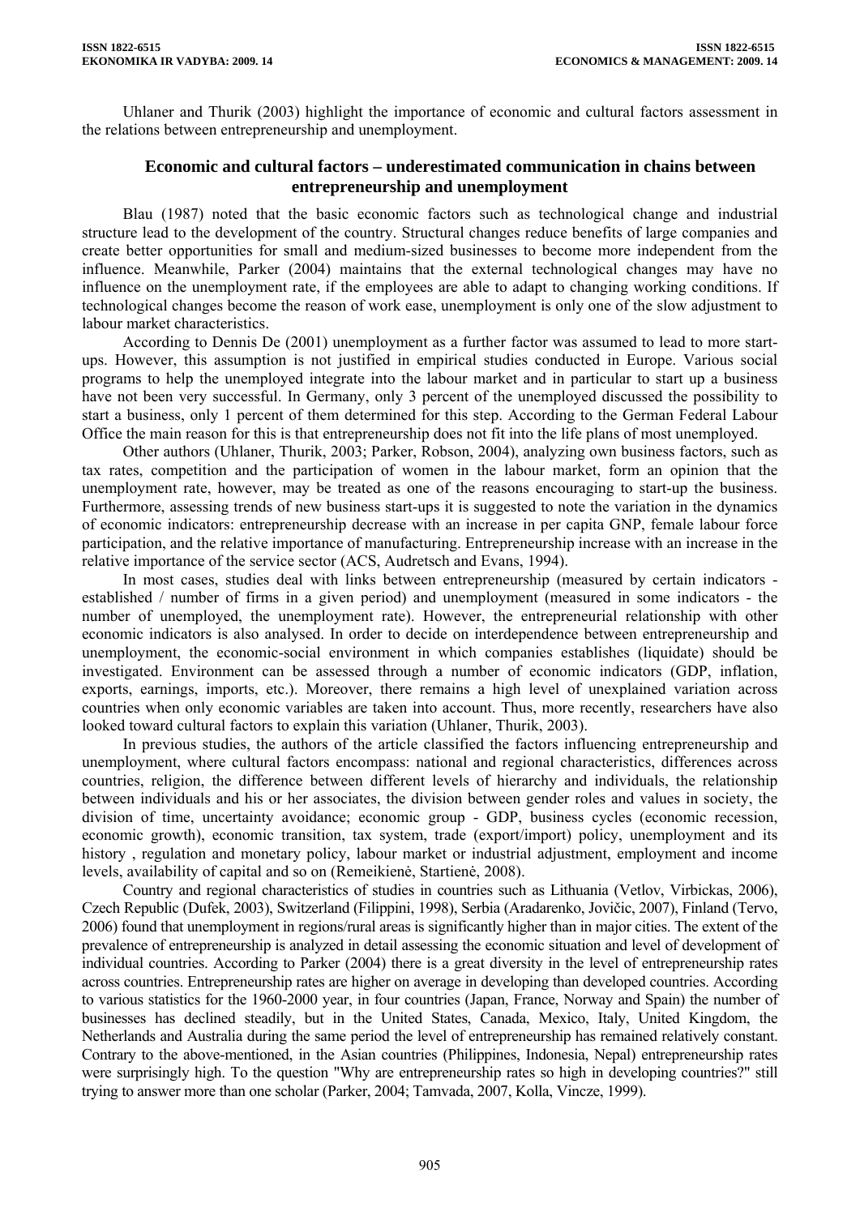Uhlaner and Thurik (2003) highlight the importance of economic and cultural factors assessment in the relations between entrepreneurship and unemployment.

## Economic and cultural factors – underestimated communication in chains between entrepreneurship and unemployment

Blau (1987) noted that the basic economic factors such as technological change and industrial structure lead to the development of the country. Structural changes reduce benefits of large companies and create better opportunities for small and medium-sized businesses to become more independent from the influence. Meanwhile, Parker (2004) maintains that the external technological changes may have no influence on the unemployment rate, if the employees are able to adapt to changing working conditions. If technological changes become the reason of work ease, unemployment is only one of the slow adjustment to labour market characteristics.

According to Dennis De (2001) unemployment as a further factor was assumed to lead to more start-ups. However, this assumption is not justified in empirical studies conducted in Europe. Various social programs to help the unemployed integrate into the labour market and in particular to start up a business have not been very successful. In Germany, only 3 percent of the unemployed discussed the possibility to start a business, only 1 percent of them determined for this step. According to the German Federal Labour Office the main reason for this is that entrepreneurship does not fit into the life plans of most unemployed.

Other authors (Uhlaner, Thurik, 2003; Parker, Robson, 2004), analyzing own business factors, such as tax rates, competition and the participation of women in the labour market, form an opinion that the unemployment rate, however, may be treated as one of the reasons encouraging to start-up the business. Furthermore, assessing trends of new business start-ups it is suggested to note the variation in the dynamics of economic indicators: entrepreneurship decrease with an increase in per capita GNP, female labour force participation, and the relative importance of manufacturing. Entrepreneurship increase with an increase in the relative importance of the service sector (ACS, Audretsch and Evans, 1994).

In most cases, studies deal with links between entrepreneurship (measured by certain indicators - established / number of firms in a given period) and unemployment (measured in some indicators - the number of unemployed, the unemployment rate). However, the entrepreneurial relationship with other economic indicators is also analysed. In order to decide on interdependence between entrepreneurship and unemployment, the economic-social environment in which companies establishes (liquidate) should be investigated. Environment can be assessed through a number of economic indicators (GDP, inflation, exports, earnings, imports, etc.). Moreover, there remains a high level of unexplained variation across countries when only economic variables are taken into account. Thus, more recently, researchers have also looked toward cultural factors to explain this variation (Uhlaner, Thurik, 2003).

In previous studies, the authors of the article classified the factors influencing entrepreneurship and unemployment, where cultural factors encompass: national and regional characteristics, differences across countries, religion, the difference between different levels of hierarchy and individuals, the relationship between individuals and his or her associates, the division between gender roles and values in society, the division of time, uncertainty avoidance; economic group - GDP, business cycles (economic recession, economic growth), economic transition, tax system, trade (export/import) policy, unemployment and its history , regulation and monetary policy, labour market or industrial adjustment, employment and income levels, availability of capital and so on (Remeikienė, Startienė, 2008).

Country and regional characteristics of studies in countries such as Lithuania (Vetlov, Virbickas, 2006), Czech Republic (Dufek, 2003), Switzerland (Filippini, 1998), Serbia (Aradarenko, Jovičic, 2007), Finland (Tervo, 2006) found that unemployment in regions/rural areas is significantly higher than in major cities. The extent of the prevalence of entrepreneurship is analyzed in detail assessing the economic situation and level of development of individual countries. According to Parker (2004) there is a great diversity in the level of entrepreneurship rates across countries. Entrepreneurship rates are higher on average in developing than developed countries. According to various statistics for the 1960-2000 year, in four countries (Japan, France, Norway and Spain) the number of businesses has declined steadily, but in the United States, Canada, Mexico, Italy, United Kingdom, the Netherlands and Australia during the same period the level of entrepreneurship has remained relatively constant. Contrary to the above-mentioned, in the Asian countries (Philippines, Indonesia, Nepal) entrepreneurship rates were surprisingly high. To the question "Why are entrepreneurship rates so high in developing countries?" still trying to answer more than one scholar (Parker, 2004; Tamvada, 2007, Kolla, Vincze, 1999).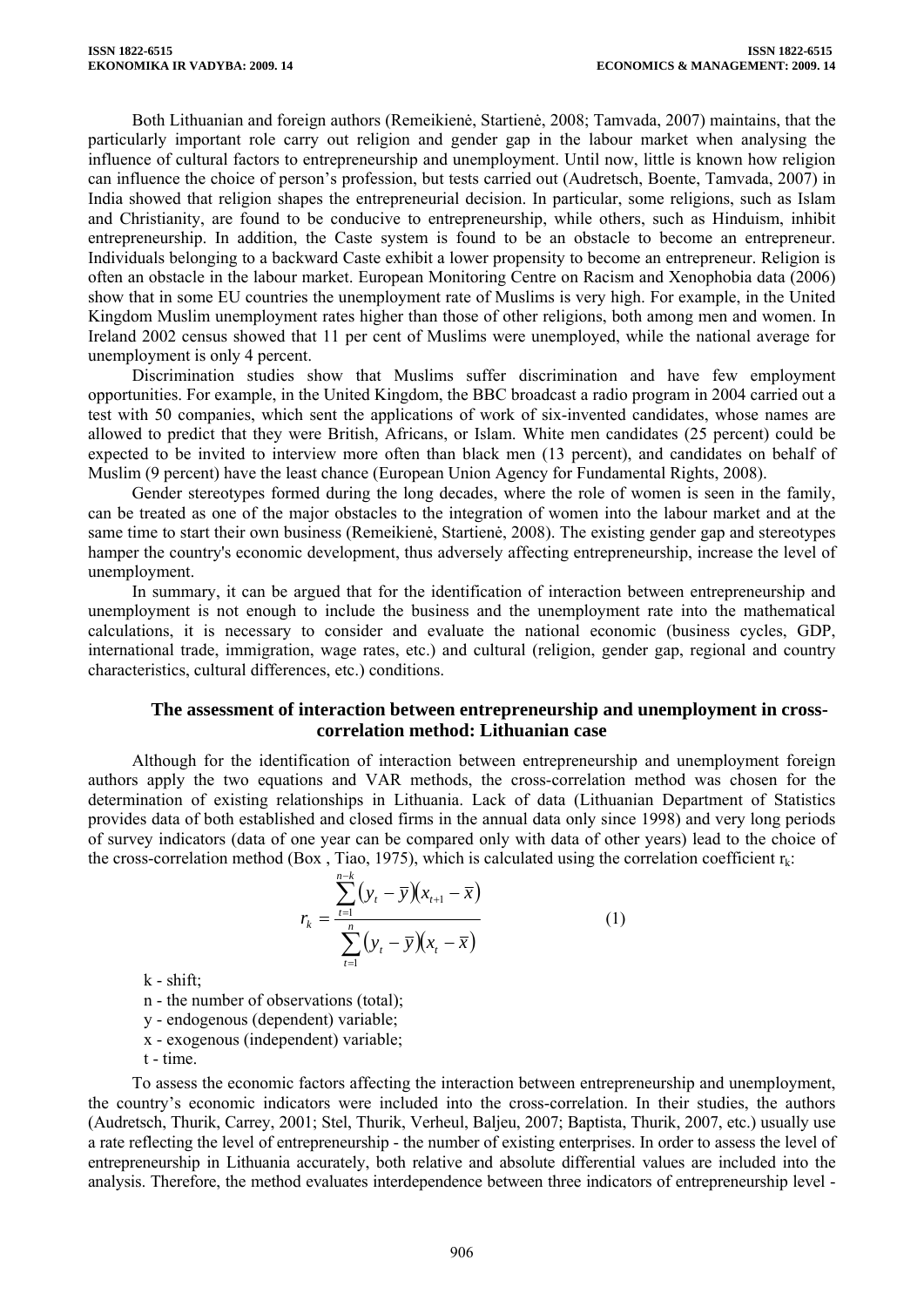Both Lithuanian and foreign authors (Remeikienė, Startienė, 2008; Tamvada, 2007) maintains, that the particularly important role carry out religion and gender gap in the labour market when analysing the influence of cultural factors to entrepreneurship and unemployment. Until now, little is known how religion can influence the choice of person's profession, but tests carried out (Audretsch, Boente, Tamvada, 2007) in India showed that religion shapes the entrepreneurial decision. In particular, some religions, such as Islam and Christianity, are found to be conducive to entrepreneurship, while others, such as Hinduism, inhibit entrepreneurship. In addition, the Caste system is found to be an obstacle to become an entrepreneur. Individuals belonging to a backward Caste exhibit a lower propensity to become an entrepreneur. Religion is often an obstacle in the labour market. European Monitoring Centre on Racism and Xenophobia data (2006) show that in some EU countries the unemployment rate of Muslims is very high. For example, in the United Kingdom Muslim unemployment rates higher than those of other religions, both among men and women. In Ireland 2002 census showed that 11 per cent of Muslims were unemployed, while the national average for unemployment is only 4 percent.

Discrimination studies show that Muslims suffer discrimination and have few employment opportunities. For example, in the United Kingdom, the BBC broadcast a radio program in 2004 carried out a test with 50 companies, which sent the applications of work of six-invented candidates, whose names are allowed to predict that they were British, Africans, or Islam. White men candidates (25 percent) could be expected to be invited to interview more often than black men (13 percent), and candidates on behalf of Muslim (9 percent) have the least chance (European Union Agency for Fundamental Rights, 2008).

Gender stereotypes formed during the long decades, where the role of women is seen in the family, can be treated as one of the major obstacles to the integration of women into the labour market and at the same time to start their own business (Remeikienė, Startienė, 2008). The existing gender gap and stereotypes hamper the country's economic development, thus adversely affecting entrepreneurship, increase the level of unemployment.

In summary, it can be argued that for the identification of interaction between entrepreneurship and unemployment is not enough to include the business and the unemployment rate into the mathematical calculations, it is necessary to consider and evaluate the national economic (business cycles, GDP, international trade, immigration, wage rates, etc.) and cultural (religion, gender gap, regional and country characteristics, cultural differences, etc.) conditions.

## The assessment of interaction between entrepreneurship and unemployment in cross-correlation method: Lithuanian case

Although for the identification of interaction between entrepreneurship and unemployment foreign authors apply the two equations and VAR methods, the cross-correlation method was chosen for the determination of existing relationships in Lithuania. Lack of data (Lithuanian Department of Statistics provides data of both established and closed firms in the annual data only since 1998) and very long periods of survey indicators (data of one year can be compared only with data of other years) lead to the choice of the cross-correlation method (Box , Tiao, 1975), which is calculated using the correlation coefficient $r_k$:

$$r_k = \frac{\sum_{t=1}^{n-k}(y_t - \bar{y})(x_{t+1} - \bar{x})}{\sum_{t=1}^{n}(y_t - \bar{y})(x_t - \bar{x})} \qquad (1)$$

k - shift;

n - the number of observations (total);

y - endogenous (dependent) variable;

x - exogenous (independent) variable;

t - time.

To assess the economic factors affecting the interaction between entrepreneurship and unemployment, the country's economic indicators were included into the cross-correlation. In their studies, the authors (Audretsch, Thurik, Carrey, 2001; Stel, Thurik, Verheul, Baljeu, 2007; Baptista, Thurik, 2007, etc.) usually use a rate reflecting the level of entrepreneurship - the number of existing enterprises. In order to assess the level of entrepreneurship in Lithuania accurately, both relative and absolute differential values are included into the analysis. Therefore, the method evaluates interdependence between three indicators of entrepreneurship level -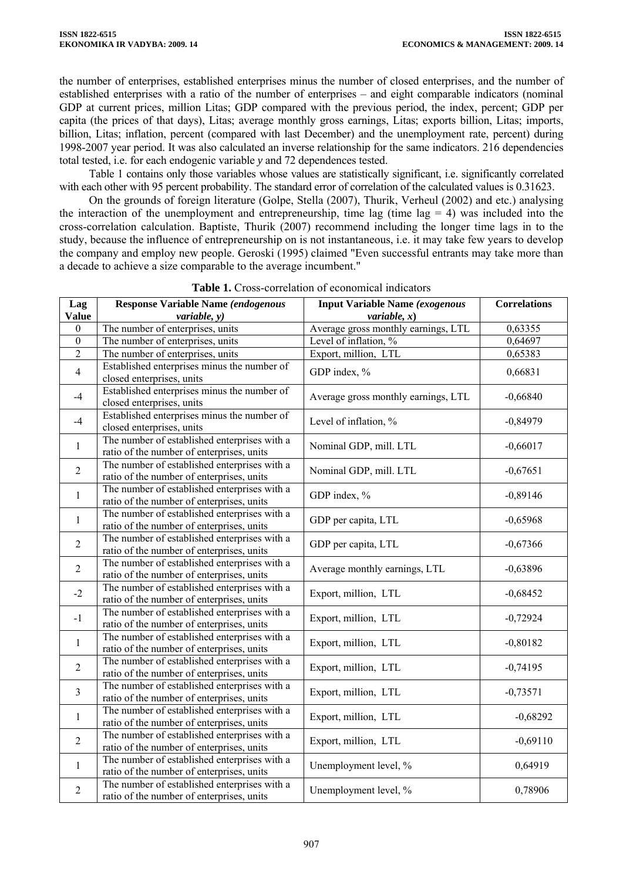the number of enterprises, established enterprises minus the number of closed enterprises, and the number of established enterprises with a ratio of the number of enterprises – and eight comparable indicators (nominal GDP at current prices, million Litas; GDP compared with the previous period, the index, percent; GDP per capita (the prices of that days), Litas; average monthly gross earnings, Litas; exports billion, Litas; imports, billion, Litas; inflation, percent (compared with last December) and the unemployment rate, percent) during 1998-2007 year period. It was also calculated an inverse relationship for the same indicators. 216 dependencies total tested, i.e. for each endogenic variable *y* and 72 dependences tested.

Table 1 contains only those variables whose values are statistically significant, i.e. significantly correlated with each other with 95 percent probability. The standard error of correlation of the calculated values is 0.31623.

On the grounds of foreign literature (Golpe, Stella (2007), Thurik, Verheul (2002) and etc.) analysing the interaction of the unemployment and entrepreneurship, time lag (time lag = 4) was included into the cross-correlation calculation. Baptiste, Thurik (2007) recommend including the longer time lags in to the study, because the influence of entrepreneurship on is not instantaneous, i.e. it may take few years to develop the company and employ new people. Geroski (1995) claimed "Even successful entrants may take more than a decade to achieve a size comparable to the average incumbent."

**Table 1.** Cross-correlation of economical indicators

| Lag Value | Response Variable Name *(endogenous variable, y)* | Input Variable Name *(exogenous variable, x)* | Correlations |
|---|---|---|---|
| 0 | The number of enterprises, units | Average gross monthly earnings, LTL | 0,63355 |
| 0 | The number of enterprises, units | Level of inflation, % | 0,64697 |
| 2 | The number of enterprises, units | Export, million, LTL | 0,65383 |
| 4 | Established enterprises minus the number of closed enterprises, units | GDP index, % | 0,66831 |
| -4 | Established enterprises minus the number of closed enterprises, units | Average gross monthly earnings, LTL | -0,66840 |
| -4 | Established enterprises minus the number of closed enterprises, units | Level of inflation, % | -0,84979 |
| 1 | The number of established enterprises with a ratio of the number of enterprises, units | Nominal GDP, mill. LTL | -0,66017 |
| 2 | The number of established enterprises with a ratio of the number of enterprises, units | Nominal GDP, mill. LTL | -0,67651 |
| 1 | The number of established enterprises with a ratio of the number of enterprises, units | GDP index, % | -0,89146 |
| 1 | The number of established enterprises with a ratio of the number of enterprises, units | GDP per capita, LTL | -0,65968 |
| 2 | The number of established enterprises with a ratio of the number of enterprises, units | GDP per capita, LTL | -0,67366 |
| 2 | The number of established enterprises with a ratio of the number of enterprises, units | Average monthly earnings, LTL | -0,63896 |
| -2 | The number of established enterprises with a ratio of the number of enterprises, units | Export, million, LTL | -0,68452 |
| -1 | The number of established enterprises with a ratio of the number of enterprises, units | Export, million, LTL | -0,72924 |
| 1 | The number of established enterprises with a ratio of the number of enterprises, units | Export, million, LTL | -0,80182 |
| 2 | The number of established enterprises with a ratio of the number of enterprises, units | Export, million, LTL | -0,74195 |
| 3 | The number of established enterprises with a ratio of the number of enterprises, units | Export, million, LTL | -0,73571 |
| 1 | The number of established enterprises with a ratio of the number of enterprises, units | Export, million, LTL | -0,68292 |
| 2 | The number of established enterprises with a ratio of the number of enterprises, units | Export, million, LTL | -0,69110 |
| 1 | The number of established enterprises with a ratio of the number of enterprises, units | Unemployment level, % | 0,64919 |
| 2 | The number of established enterprises with a ratio of the number of enterprises, units | Unemployment level, % | 0,78906 |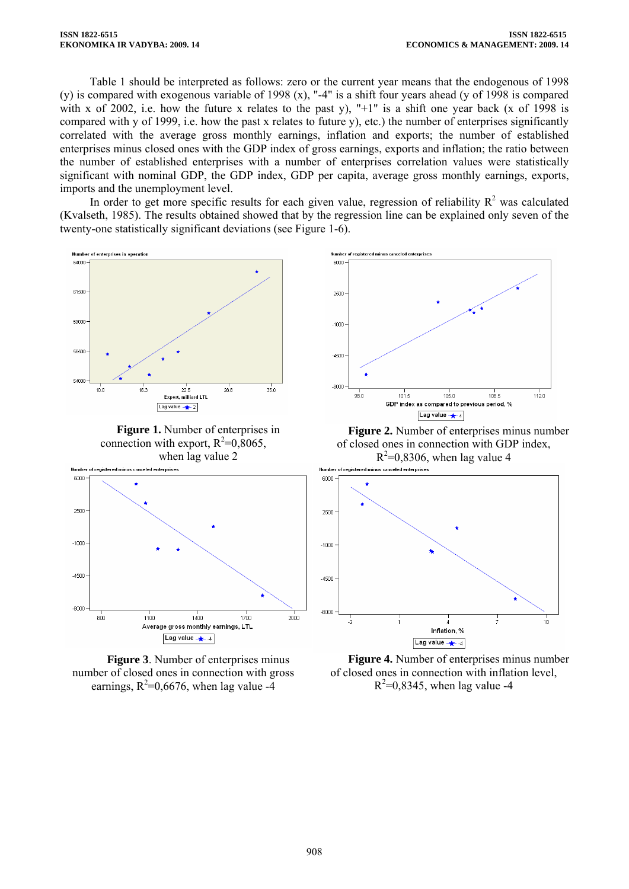Table 1 should be interpreted as follows: zero or the current year means that the endogenous of 1998 (y) is compared with exogenous variable of 1998 (x), "-4" is a shift four years ahead (y of 1998 is compared with x of 2002, i.e. how the future x relates to the past y), "+1" is a shift one year back (x of 1998 is compared with y of 1999, i.e. how the past x relates to future y), etc.) the number of enterprises significantly correlated with the average gross monthly earnings, inflation and exports; the number of established enterprises minus closed ones with the GDP index of gross earnings, exports and inflation; the ratio between the number of established enterprises with a number of enterprises correlation values were statistically significant with nominal GDP, the GDP index, GDP per capita, average gross monthly earnings, exports, imports and the unemployment level.

In order to get more specific results for each given value, regression of reliability $R^2$ was calculated (Kvalseth, 1985). The results obtained showed that by the regression line can be explained only seven of the twenty-one statistically significant deviations (see Figure 1-6).

**Figure 1.** Number of enterprises in connection with export, $R^2$=0,8065, when lag value 2

**Figure 2.** Number of enterprises minus number of closed ones in connection with GDP index, $R^2$=0,8306, when lag value 4

**Figure 3**. Number of enterprises minus number of closed ones in connection with gross earnings, $R^2$=0,6676, when lag value -4

**Figure 4.** Number of enterprises minus number of closed ones in connection with inflation level, $R^2$=0,8345, when lag value -4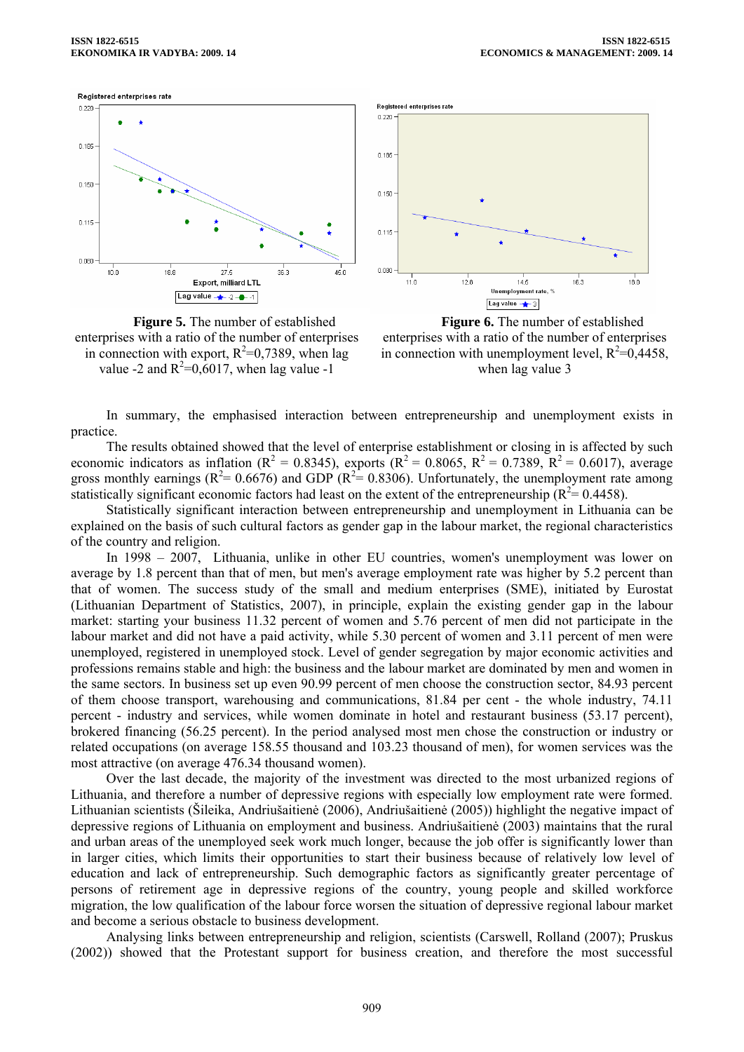**Figure 5.** The number of established enterprises with a ratio of the number of enterprises in connection with export, $R^2$=0,7389, when lag value -2 and $R^2$=0,6017, when lag value -1

**Figure 6.** The number of established enterprises with a ratio of the number of enterprises in connection with unemployment level, $R^2$=0,4458, when lag value 3

In summary, the emphasised interaction between entrepreneurship and unemployment exists in practice.

The results obtained showed that the level of enterprise establishment or closing in is affected by such economic indicators as inflation ($R^2$ = 0.8345), exports ($R^2$ = 0.8065, $R^2$ = 0.7389, $R^2$ = 0.6017), average gross monthly earnings ($R^2$= 0.6676) and GDP ($R^2$= 0.8306). Unfortunately, the unemployment rate among statistically significant economic factors had least on the extent of the entrepreneurship ($R^2$= 0.4458).

Statistically significant interaction between entrepreneurship and unemployment in Lithuania can be explained on the basis of such cultural factors as gender gap in the labour market, the regional characteristics of the country and religion.

In 1998 – 2007, Lithuania, unlike in other EU countries, women's unemployment was lower on average by 1.8 percent than that of men, but men's average employment rate was higher by 5.2 percent than that of women. The success study of the small and medium enterprises (SME), initiated by Eurostat (Lithuanian Department of Statistics, 2007), in principle, explain the existing gender gap in the labour market: starting your business 11.32 percent of women and 5.76 percent of men did not participate in the labour market and did not have a paid activity, while 5.30 percent of women and 3.11 percent of men were unemployed, registered in unemployed stock. Level of gender segregation by major economic activities and professions remains stable and high: the business and the labour market are dominated by men and women in the same sectors. In business set up even 90.99 percent of men choose the construction sector, 84.93 percent of them choose transport, warehousing and communications, 81.84 per cent - the whole industry, 74.11 percent - industry and services, while women dominate in hotel and restaurant business (53.17 percent), brokered financing (56.25 percent). In the period analysed most men chose the construction or industry or related occupations (on average 158.55 thousand and 103.23 thousand of men), for women services was the most attractive (on average 476.34 thousand women).

Over the last decade, the majority of the investment was directed to the most urbanized regions of Lithuania, and therefore a number of depressive regions with especially low employment rate were formed. Lithuanian scientists (Šileika, Andriušaitienė (2006), Andriušaitienė (2005)) highlight the negative impact of depressive regions of Lithuania on employment and business. Andriušaitienė (2003) maintains that the rural and urban areas of the unemployed seek work much longer, because the job offer is significantly lower than in larger cities, which limits their opportunities to start their business because of relatively low level of education and lack of entrepreneurship. Such demographic factors as significantly greater percentage of persons of retirement age in depressive regions of the country, young people and skilled workforce migration, the low qualification of the labour force worsen the situation of depressive regional labour market and become a serious obstacle to business development.

Analysing links between entrepreneurship and religion, scientists (Carswell, Rolland (2007); Pruskus (2002)) showed that the Protestant support for business creation, and therefore the most successful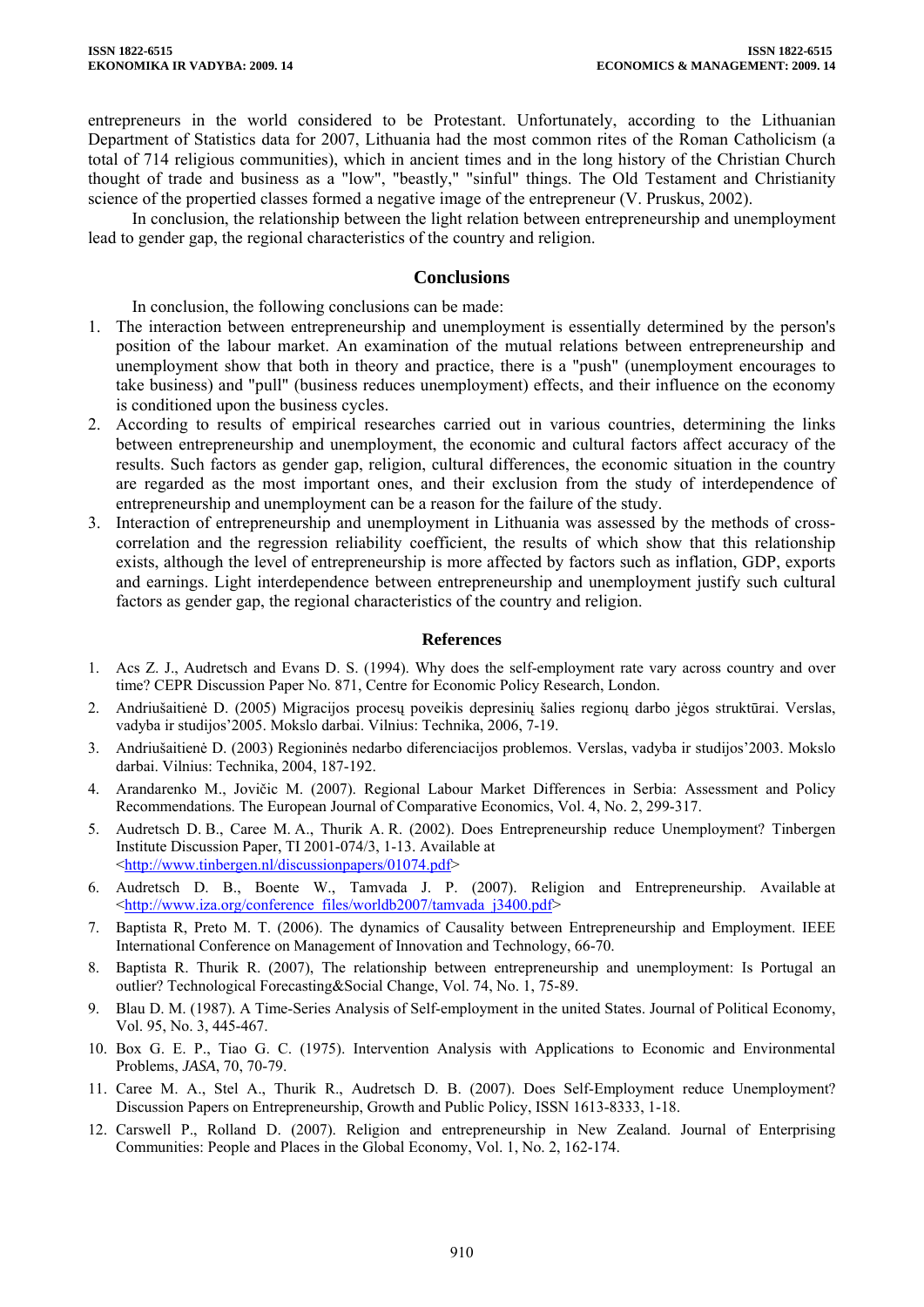entrepreneurs in the world considered to be Protestant. Unfortunately, according to the Lithuanian Department of Statistics data for 2007, Lithuania had the most common rites of the Roman Catholicism (a total of 714 religious communities), which in ancient times and in the long history of the Christian Church thought of trade and business as a "low", "beastly," "sinful" things. The Old Testament and Christianity science of the propertied classes formed a negative image of the entrepreneur (V. Pruskus, 2002).

In conclusion, the relationship between the light relation between entrepreneurship and unemployment lead to gender gap, the regional characteristics of the country and religion.

## Conclusions

In conclusion, the following conclusions can be made:

1. The interaction between entrepreneurship and unemployment is essentially determined by the person's position of the labour market. An examination of the mutual relations between entrepreneurship and unemployment show that both in theory and practice, there is a "push" (unemployment encourages to take business) and "pull" (business reduces unemployment) effects, and their influence on the economy is conditioned upon the business cycles.
2. According to results of empirical researches carried out in various countries, determining the links between entrepreneurship and unemployment, the economic and cultural factors affect accuracy of the results. Such factors as gender gap, religion, cultural differences, the economic situation in the country are regarded as the most important ones, and their exclusion from the study of interdependence of entrepreneurship and unemployment can be a reason for the failure of the study.
3. Interaction of entrepreneurship and unemployment in Lithuania was assessed by the methods of cross-correlation and the regression reliability coefficient, the results of which show that this relationship exists, although the level of entrepreneurship is more affected by factors such as inflation, GDP, exports and earnings. Light interdependence between entrepreneurship and unemployment justify such cultural factors as gender gap, the regional characteristics of the country and religion.

## References

1. Acs Z. J., Audretsch and Evans D. S. (1994). Why does the self-employment rate vary across country and over time? CEPR Discussion Paper No. 871, Centre for Economic Policy Research, London.
2. Andriušaitienė D. (2005) Migracijos procesų poveikis depresinių šalies regionų darbo jėgos struktūrai. Verslas, vadyba ir studijos'2005. Mokslo darbai. Vilnius: Technika, 2006, 7-19.
3. Andriušaitienė D. (2003) Regioninės nedarbo diferenciacijos problemos. Verslas, vadyba ir studijos'2003. Mokslo darbai. Vilnius: Technika, 2004, 187-192.
4. Arandarenko M., Jovičic M. (2007). Regional Labour Market Differences in Serbia: Assessment and Policy Recommendations. The European Journal of Comparative Economics, Vol. 4, No. 2, 299-317.
5. Audretsch D. B., Caree M. A., Thurik A. R. (2002). Does Entrepreneurship reduce Unemployment? Tinbergen Institute Discussion Paper, TI 2001-074/3, 1-13. Available at <http://www.tinbergen.nl/discussionpapers/01074.pdf>
6. Audretsch D. B., Boente W., Tamvada J. P. (2007). Religion and Entrepreneurship. Available at <http://www.iza.org/conference_files/worldb2007/tamvada_j3400.pdf>
7. Baptista R, Preto M. T. (2006). The dynamics of Causality between Entrepreneurship and Employment. IEEE International Conference on Management of Innovation and Technology, 66-70.
8. Baptista R. Thurik R. (2007), The relationship between entrepreneurship and unemployment: Is Portugal an outlier? Technological Forecasting&Social Change, Vol. 74, No. 1, 75-89.
9. Blau D. M. (1987). A Time-Series Analysis of Self-employment in the united States. Journal of Political Economy, Vol. 95, No. 3, 445-467.
10. Box G. E. P., Tiao G. C. (1975). Intervention Analysis with Applications to Economic and Environmental Problems, *JASA*, 70, 70-79.
11. Caree M. A., Stel A., Thurik R., Audretsch D. B. (2007). Does Self-Employment reduce Unemployment? Discussion Papers on Entrepreneurship, Growth and Public Policy, ISSN 1613-8333, 1-18.
12. Carswell P., Rolland D. (2007). Religion and entrepreneurship in New Zealand. Journal of Enterprising Communities: People and Places in the Global Economy, Vol. 1, No. 2, 162-174.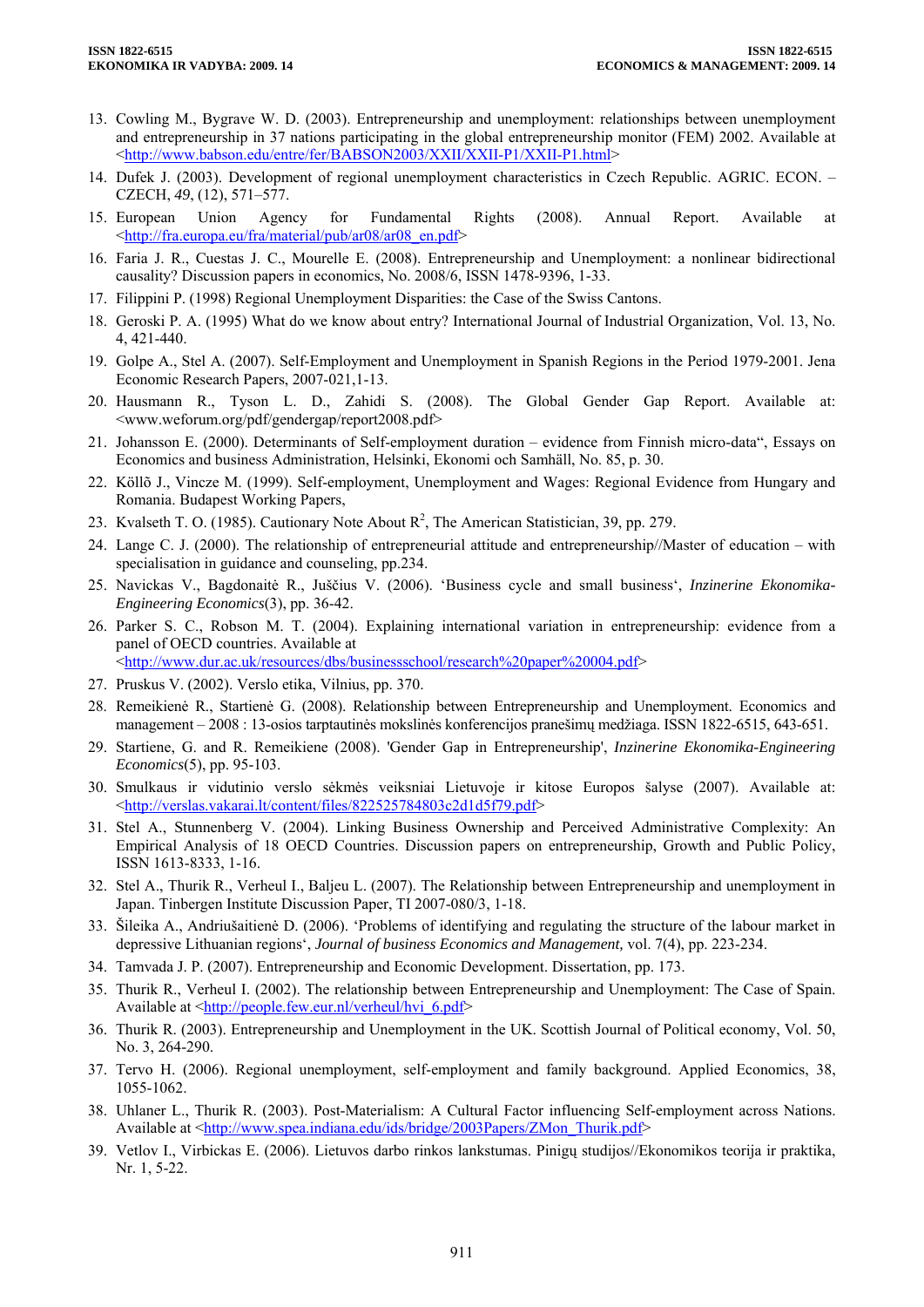13. Cowling M., Bygrave W. D. (2003). Entrepreneurship and unemployment: relationships between unemployment and entrepreneurship in 37 nations participating in the global entrepreneurship monitor (FEM) 2002. Available at <http://www.babson.edu/entre/fer/BABSON2003/XXII/XXII-P1/XXII-P1.html>
14. Dufek J. (2003). Development of regional unemployment characteristics in Czech Republic. AGRIC. ECON. – CZECH, *49*, (12), 571–577.
15. European Union Agency for Fundamental Rights (2008). Annual Report. Available at <http://fra.europa.eu/fra/material/pub/ar08/ar08_en.pdf>
16. Faria J. R., Cuestas J. C., Mourelle E. (2008). Entrepreneurship and Unemployment: a nonlinear bidirectional causality? Discussion papers in economics, No. 2008/6, ISSN 1478-9396, 1-33.
17. Filippini P. (1998) Regional Unemployment Disparities: the Case of the Swiss Cantons.
18. Geroski P. A. (1995) What do we know about entry? International Journal of Industrial Organization, Vol. 13, No. 4, 421-440.
19. Golpe A., Stel A. (2007). Self-Employment and Unemployment in Spanish Regions in the Period 1979-2001. Jena Economic Research Papers, 2007-021,1-13.
20. Hausmann R., Tyson L. D., Zahidi S. (2008). The Global Gender Gap Report. Available at: <www.weforum.org/pdf/gendergap/report2008.pdf>
21. Johansson E. (2000). Determinants of Self-employment duration – evidence from Finnish micro-data", Essays on Economics and business Administration, Helsinki, Ekonomi och Samhäll, No. 85, p. 30.
22. Köllõ J., Vincze M. (1999). Self-employment, Unemployment and Wages: Regional Evidence from Hungary and Romania. Budapest Working Papers,
23. Kvalseth T. O. (1985). Cautionary Note About $R^2$, The American Statistician, 39, pp. 279.
24. Lange C. J. (2000). The relationship of entrepreneurial attitude and entrepreneurship//Master of education – with specialisation in guidance and counseling, pp.234.
25. Navickas V., Bagdonaitė R., Juščius V. (2006). 'Business cycle and small business', *Inzinerine Ekonomika-Engineering Economics*(3), pp. 36-42.
26. Parker S. C., Robson M. T. (2004). Explaining international variation in entrepreneurship: evidence from a panel of OECD countries. Available at <http://www.dur.ac.uk/resources/dbs/businessschool/research%20paper%20004.pdf>
27. Pruskus V. (2002). Verslo etika, Vilnius, pp. 370.
28. Remeikienė R., Startienė G. (2008). Relationship between Entrepreneurship and Unemployment. Economics and management – 2008 : 13-osios tarptautinės mokslinės konferencijos pranešimų medžiaga. ISSN 1822-6515, 643-651.
29. Startiene, G. and R. Remeikiene (2008). 'Gender Gap in Entrepreneurship', *Inzinerine Ekonomika-Engineering Economics*(5), pp. 95-103.
30. Smulkaus ir vidutinio verslo sėkmės veiksniai Lietuvoje ir kitose Europos šalyse (2007). Available at: <http://verslas.vakarai.lt/content/files/822525784803c2d1d5f79.pdf>
31. Stel A., Stunnenberg V. (2004). Linking Business Ownership and Perceived Administrative Complexity: An Empirical Analysis of 18 OECD Countries. Discussion papers on entrepreneurship, Growth and Public Policy, ISSN 1613-8333, 1-16.
32. Stel A., Thurik R., Verheul I., Baljeu L. (2007). The Relationship between Entrepreneurship and unemployment in Japan. Tinbergen Institute Discussion Paper, TI 2007-080/3, 1-18.
33. Šileika A., Andriušaitienė D. (2006). 'Problems of identifying and regulating the structure of the labour market in depressive Lithuanian regions', *Journal of business Economics and Management,* vol. 7(4), pp. 223-234.
34. Tamvada J. P. (2007). Entrepreneurship and Economic Development. Dissertation, pp. 173.
35. Thurik R., Verheul I. (2002). The relationship between Entrepreneurship and Unemployment: The Case of Spain. Available at <http://people.few.eur.nl/verheul/hvi_6.pdf>
36. Thurik R. (2003). Entrepreneurship and Unemployment in the UK. Scottish Journal of Political economy, Vol. 50, No. 3, 264-290.
37. Tervo H. (2006). Regional unemployment, self-employment and family background. Applied Economics, 38, 1055-1062.
38. Uhlaner L., Thurik R. (2003). Post-Materialism: A Cultural Factor influencing Self-employment across Nations. Available at <http://www.spea.indiana.edu/ids/bridge/2003Papers/ZMon_Thurik.pdf>
39. Vetlov I., Virbickas E. (2006). Lietuvos darbo rinkos lankstumas. Pinigų studijos//Ekonomikos teorija ir praktika, Nr. 1, 5-22.